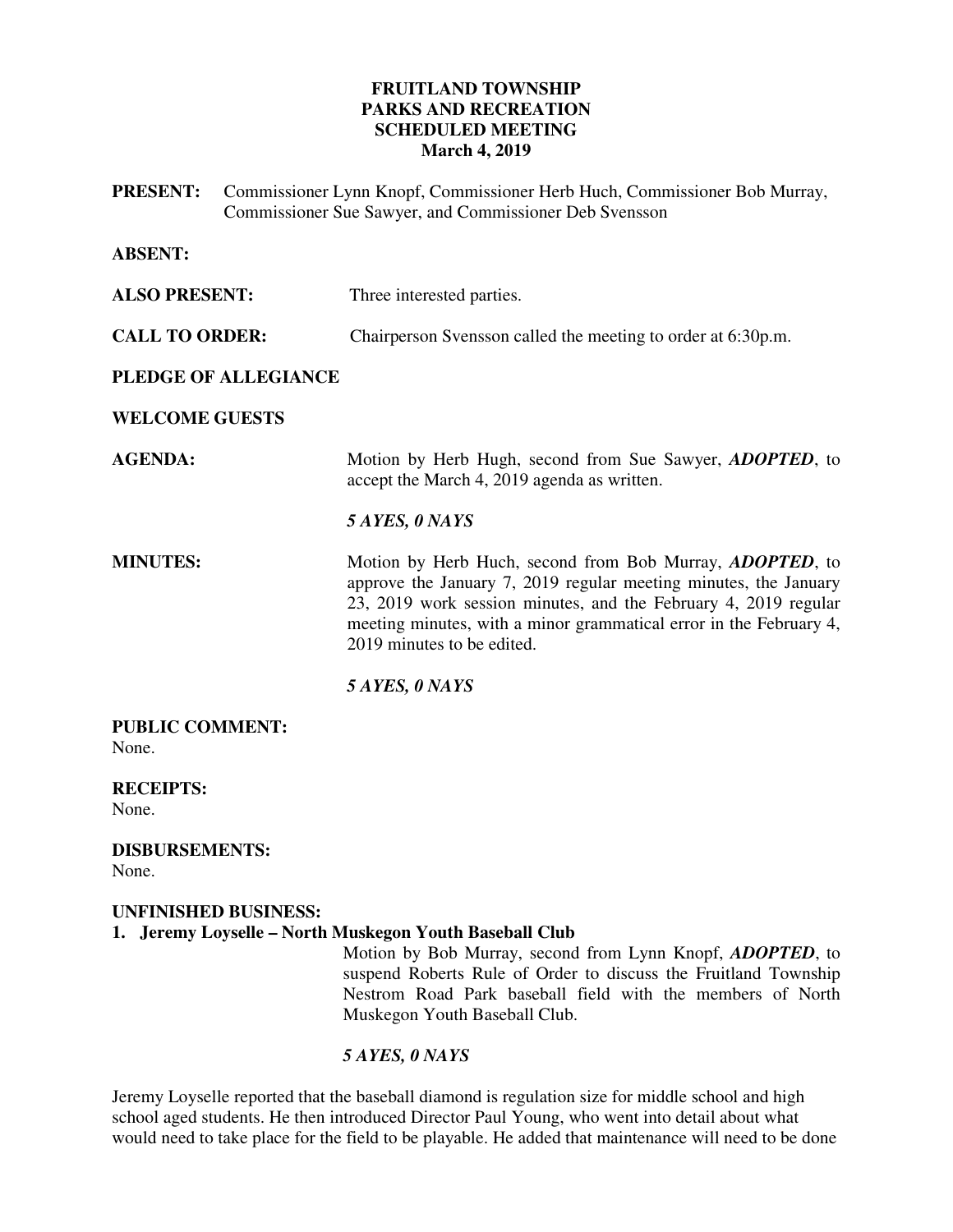**FRUITLAND TOWNSHIP**
**PARKS AND RECREATION**
**SCHEDULED MEETING**
**March 4, 2019**

**PRESENT:** Commissioner Lynn Knopf, Commissioner Herb Huch, Commissioner Bob Murray, Commissioner Sue Sawyer, and Commissioner Deb Svensson

**ABSENT:**

**ALSO PRESENT:** Three interested parties.

**CALL TO ORDER:** Chairperson Svensson called the meeting to order at 6:30p.m.

**PLEDGE OF ALLEGIANCE**

**WELCOME GUESTS**

**AGENDA:** Motion by Herb Hugh, second from Sue Sawyer, ***ADOPTED***, to accept the March 4, 2019 agenda as written.

*5 AYES, 0 NAYS*

**MINUTES:** Motion by Herb Huch, second from Bob Murray, ***ADOPTED***, to approve the January 7, 2019 regular meeting minutes, the January 23, 2019 work session minutes, and the February 4, 2019 regular meeting minutes, with a minor grammatical error in the February 4, 2019 minutes to be edited.

*5 AYES, 0 NAYS*

**PUBLIC COMMENT:**
None.

**RECEIPTS:**
None.

**DISBURSEMENTS:**
None.

**UNFINISHED BUSINESS:**

**1. Jeremy Loyselle – North Muskegon Youth Baseball Club**

Motion by Bob Murray, second from Lynn Knopf, ***ADOPTED***, to suspend Roberts Rule of Order to discuss the Fruitland Township Nestrom Road Park baseball field with the members of North Muskegon Youth Baseball Club.

*5 AYES, 0 NAYS*

Jeremy Loyselle reported that the baseball diamond is regulation size for middle school and high school aged students. He then introduced Director Paul Young, who went into detail about what would need to take place for the field to be playable. He added that maintenance will need to be done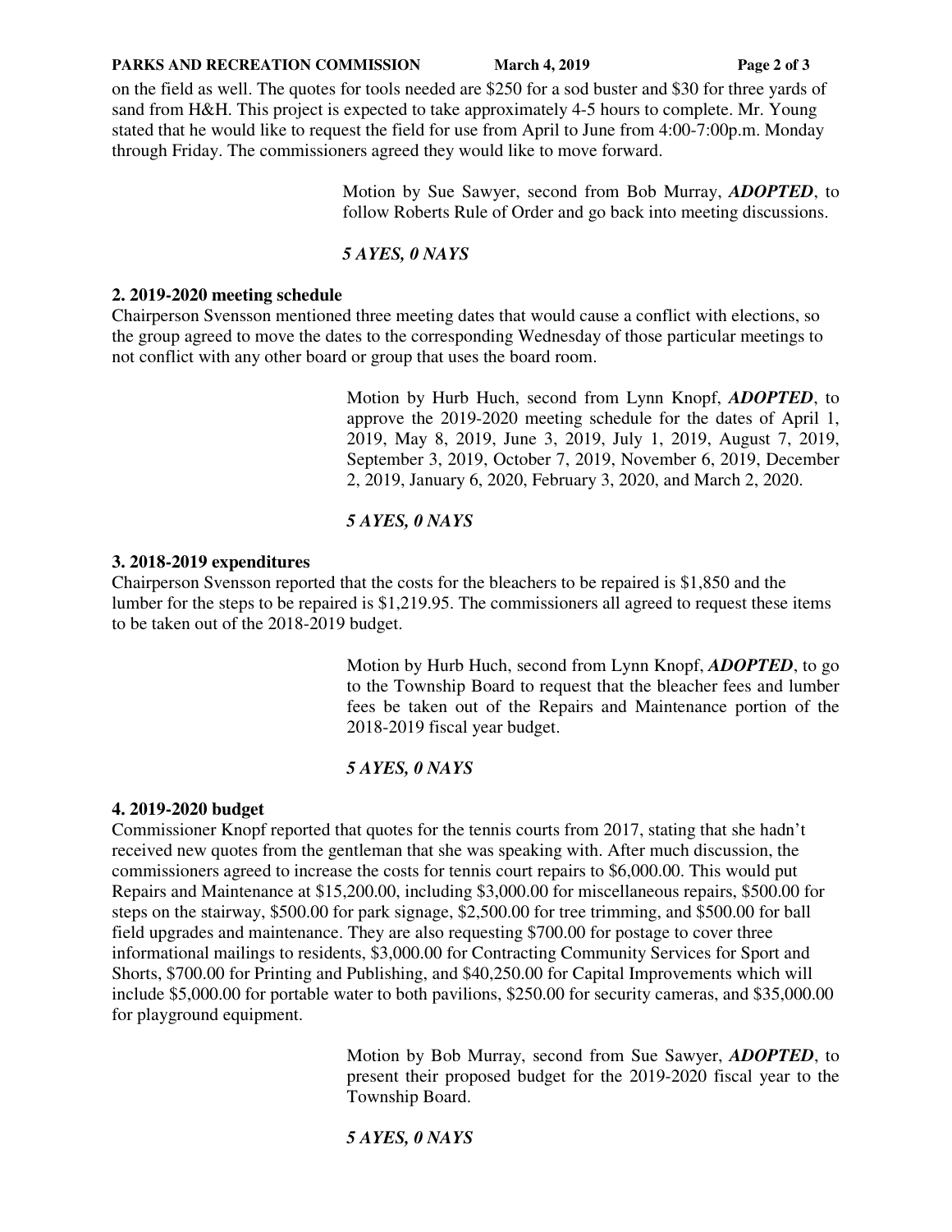on the field as well. The quotes for tools needed are $250 for a sod buster and $30 for three yards of sand from H&H. This project is expected to take approximately 4-5 hours to complete. Mr. Young stated that he would like to request the field for use from April to June from 4:00-7:00p.m. Monday through Friday. The commissioners agreed they would like to move forward.

> Motion by Sue Sawyer, second from Bob Murray, ***ADOPTED***, to follow Roberts Rule of Order and go back into meeting discussions.
>
> ***5 AYES, 0 NAYS***

**2. 2019-2020 meeting schedule**

Chairperson Svensson mentioned three meeting dates that would cause a conflict with elections, so the group agreed to move the dates to the corresponding Wednesday of those particular meetings to not conflict with any other board or group that uses the board room.

> Motion by Hurb Huch, second from Lynn Knopf, ***ADOPTED***, to approve the 2019-2020 meeting schedule for the dates of April 1, 2019, May 8, 2019, June 3, 2019, July 1, 2019, August 7, 2019, September 3, 2019, October 7, 2019, November 6, 2019, December 2, 2019, January 6, 2020, February 3, 2020, and March 2, 2020.
>
> ***5 AYES, 0 NAYS***

**3. 2018-2019 expenditures**

Chairperson Svensson reported that the costs for the bleachers to be repaired is $1,850 and the lumber for the steps to be repaired is $1,219.95. The commissioners all agreed to request these items to be taken out of the 2018-2019 budget.

> Motion by Hurb Huch, second from Lynn Knopf, ***ADOPTED***, to go to the Township Board to request that the bleacher fees and lumber fees be taken out of the Repairs and Maintenance portion of the 2018-2019 fiscal year budget.
>
> ***5 AYES, 0 NAYS***

**4. 2019-2020 budget**

Commissioner Knopf reported that quotes for the tennis courts from 2017, stating that she hadn't received new quotes from the gentleman that she was speaking with. After much discussion, the commissioners agreed to increase the costs for tennis court repairs to $6,000.00. This would put Repairs and Maintenance at $15,200.00, including $3,000.00 for miscellaneous repairs, $500.00 for steps on the stairway, $500.00 for park signage, $2,500.00 for tree trimming, and $500.00 for ball field upgrades and maintenance. They are also requesting $700.00 for postage to cover three informational mailings to residents, $3,000.00 for Contracting Community Services for Sport and Shorts, $700.00 for Printing and Publishing, and $40,250.00 for Capital Improvements which will include $5,000.00 for portable water to both pavilions, $250.00 for security cameras, and $35,000.00 for playground equipment.

> Motion by Bob Murray, second from Sue Sawyer, ***ADOPTED***, to present their proposed budget for the 2019-2020 fiscal year to the Township Board.
>
> ***5 AYES, 0 NAYS***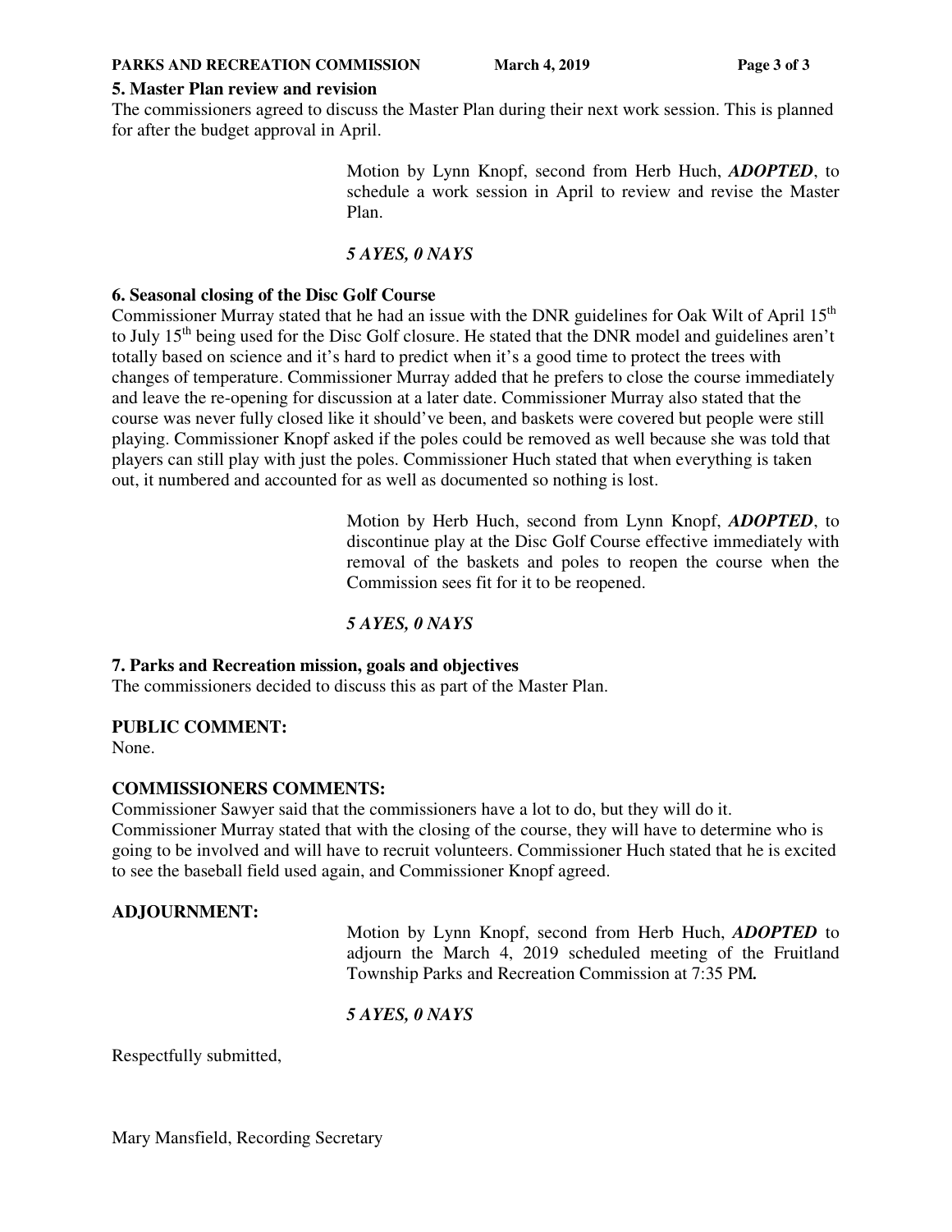**5. Master Plan review and revision**

The commissioners agreed to discuss the Master Plan during their next work session. This is planned for after the budget approval in April.

> Motion by Lynn Knopf, second from Herb Huch, ***ADOPTED***, to schedule a work session in April to review and revise the Master Plan.
>
> ***5 AYES, 0 NAYS***

**6. Seasonal closing of the Disc Golf Course**

Commissioner Murray stated that he had an issue with the DNR guidelines for Oak Wilt of April 15th to July 15th being used for the Disc Golf closure. He stated that the DNR model and guidelines aren't totally based on science and it's hard to predict when it's a good time to protect the trees with changes of temperature. Commissioner Murray added that he prefers to close the course immediately and leave the re-opening for discussion at a later date. Commissioner Murray also stated that the course was never fully closed like it should've been, and baskets were covered but people were still playing. Commissioner Knopf asked if the poles could be removed as well because she was told that players can still play with just the poles. Commissioner Huch stated that when everything is taken out, it numbered and accounted for as well as documented so nothing is lost.

> Motion by Herb Huch, second from Lynn Knopf, ***ADOPTED***, to discontinue play at the Disc Golf Course effective immediately with removal of the baskets and poles to reopen the course when the Commission sees fit for it to be reopened.
>
> ***5 AYES, 0 NAYS***

**7. Parks and Recreation mission, goals and objectives**

The commissioners decided to discuss this as part of the Master Plan.

**PUBLIC COMMENT:**

None.

**COMMISSIONERS COMMENTS:**

Commissioner Sawyer said that the commissioners have a lot to do, but they will do it. Commissioner Murray stated that with the closing of the course, they will have to determine who is going to be involved and will have to recruit volunteers. Commissioner Huch stated that he is excited to see the baseball field used again, and Commissioner Knopf agreed.

**ADJOURNMENT:**

> Motion by Lynn Knopf, second from Herb Huch, ***ADOPTED*** to adjourn the March 4, 2019 scheduled meeting of the Fruitland Township Parks and Recreation Commission at 7:35 PM**.**
>
> ***5 AYES, 0 NAYS***

Respectfully submitted,

Mary Mansfield, Recording Secretary